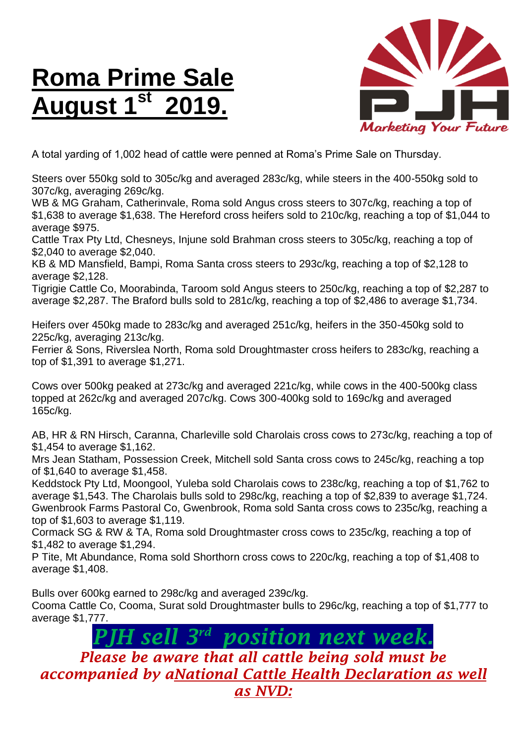# Roma Prime Sale August 1st 2019.

A total yarding of 1,002 head of cattle were penned at Roma's Prime Sale on Thursday.

Steers over 550kg sold to 305c/kg and averaged 283c/kg, while steers in the 400-550kg sold to 307c/kg, averaging 269c/kg.
WB & MG Graham, Catherinvale, Roma sold Angus cross steers to 307c/kg, reaching a top of $1,638 to average $1,638. The Hereford cross heifers sold to 210c/kg, reaching a top of $1,044 to average $975.
Cattle Trax Pty Ltd, Chesneys, Injune sold Brahman cross steers to 305c/kg, reaching a top of $2,040 to average $2,040.
KB & MD Mansfield, Bampi, Roma Santa cross steers to 293c/kg, reaching a top of $2,128 to average $2,128.
Tigrigie Cattle Co, Moorabinda, Taroom sold Angus steers to 250c/kg, reaching a top of $2,287 to average $2,287. The Braford bulls sold to 281c/kg, reaching a top of $2,486 to average $1,734.

Heifers over 450kg made to 283c/kg and averaged 251c/kg, heifers in the 350-450kg sold to 225c/kg, averaging 213c/kg.
Ferrier & Sons, Riverslea North, Roma sold Droughtmaster cross heifers to 283c/kg, reaching a top of $1,391 to average $1,271.

Cows over 500kg peaked at 273c/kg and averaged 221c/kg, while cows in the 400-500kg class topped at 262c/kg and averaged 207c/kg. Cows 300-400kg sold to 169c/kg and averaged 165c/kg.

AB, HR & RN Hirsch, Caranna, Charleville sold Charolais cross cows to 273c/kg, reaching a top of $1,454 to average $1,162.
Mrs Jean Statham, Possession Creek, Mitchell sold Santa cross cows to 245c/kg, reaching a top of $1,640 to average $1,458.
Keddstock Pty Ltd, Moongool, Yuleba sold Charolais cows to 238c/kg, reaching a top of $1,762 to average $1,543. The Charolais bulls sold to 298c/kg, reaching a top of $2,839 to average $1,724.
Gwenbrook Farms Pastoral Co, Gwenbrook, Roma sold Santa cross cows to 235c/kg, reaching a top of $1,603 to average $1,119.
Cormack SG & RW & TA, Roma sold Droughtmaster cross cows to 235c/kg, reaching a top of $1,482 to average $1,294.
P Tite, Mt Abundance, Roma sold Shorthorn cross cows to 220c/kg, reaching a top of $1,408 to average $1,408.

Bulls over 600kg earned to 298c/kg and averaged 239c/kg.
Cooma Cattle Co, Cooma, Surat sold Droughtmaster bulls to 296c/kg, reaching a top of $1,777 to average $1,777.

***PJH sell 3rd position next week.***

***Please be aware that all cattle being sold must be accompanied by aNational Cattle Health Declaration as well as NVD:***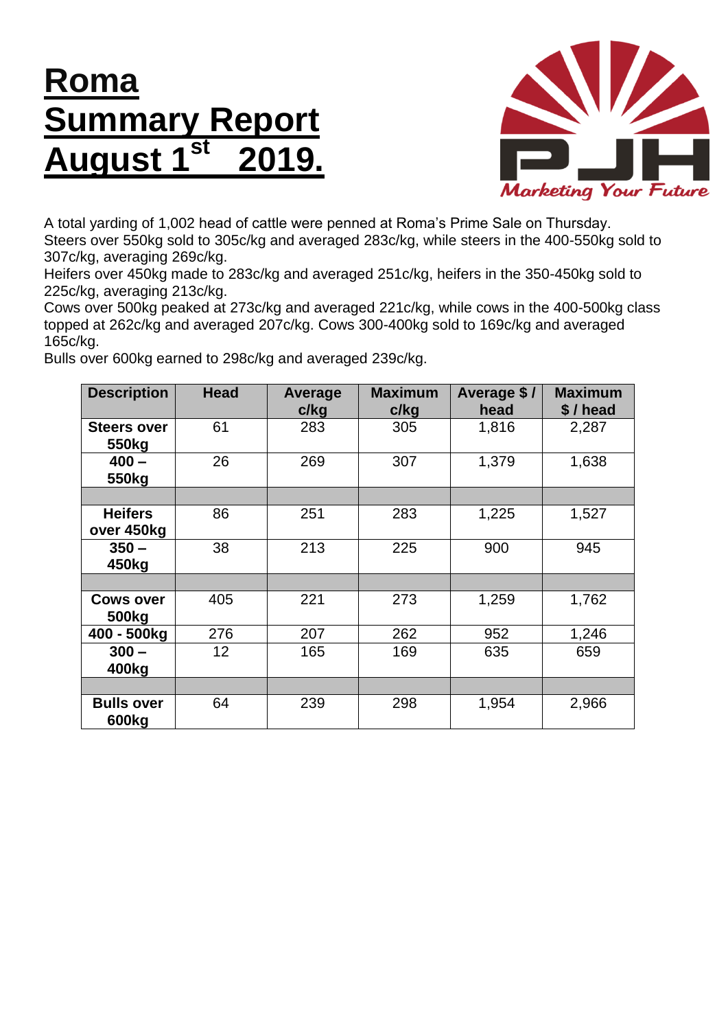# Roma Summary Report August 1st 2019.

PJH
*Marketing Your Future*

A total yarding of 1,002 head of cattle were penned at Roma's Prime Sale on Thursday.
Steers over 550kg sold to 305c/kg and averaged 283c/kg, while steers in the 400-550kg sold to 307c/kg, averaging 269c/kg.
Heifers over 450kg made to 283c/kg and averaged 251c/kg, heifers in the 350-450kg sold to 225c/kg, averaging 213c/kg.
Cows over 500kg peaked at 273c/kg and averaged 221c/kg, while cows in the 400-500kg class topped at 262c/kg and averaged 207c/kg. Cows 300-400kg sold to 169c/kg and averaged 165c/kg.
Bulls over 600kg earned to 298c/kg and averaged 239c/kg.

| Description | Head | Average c/kg | Maximum c/kg | Average $ / head | Maximum $ / head |
|---|---|---|---|---|---|
| **Steers over 550kg** | 61 | 283 | 305 | 1,816 | 2,287 |
| **400 – 550kg** | 26 | 269 | 307 | 1,379 | 1,638 |
| | | | | | |
| **Heifers over 450kg** | 86 | 251 | 283 | 1,225 | 1,527 |
| **350 – 450kg** | 38 | 213 | 225 | 900 | 945 |
| | | | | | |
| **Cows over 500kg** | 405 | 221 | 273 | 1,259 | 1,762 |
| **400 - 500kg** | 276 | 207 | 262 | 952 | 1,246 |
| **300 – 400kg** | 12 | 165 | 169 | 635 | 659 |
| | | | | | |
| **Bulls over 600kg** | 64 | 239 | 298 | 1,954 | 2,966 |